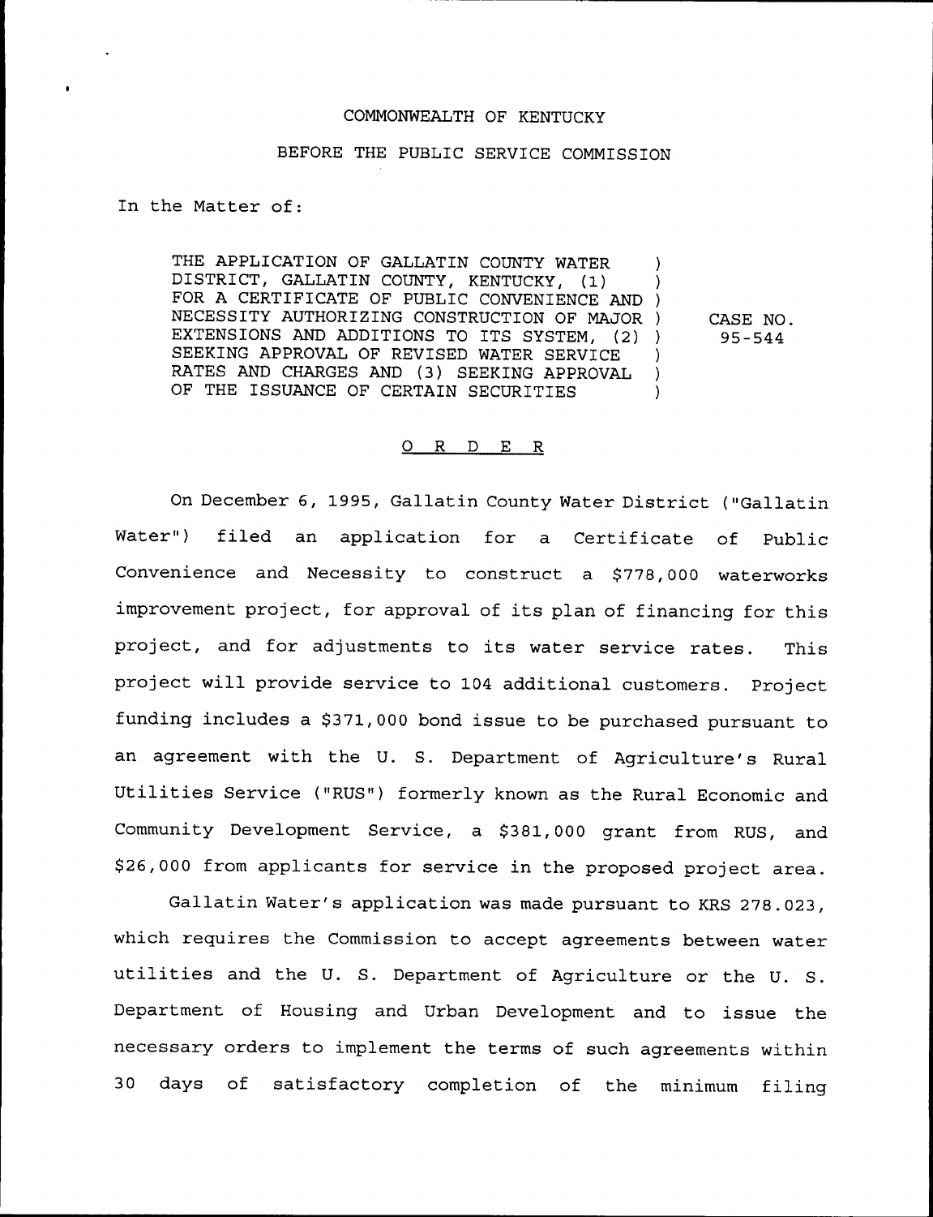COMMONWEALTH OF KENTUCKY

BEFORE THE PUBLIC SERVICE COMMISSION

In the Matter of:

THE APPLICATION OF GALLATIN COUNTY WATER DISTRICT, GALLATIN COUNTY, KENTUCKY, (1) FOR A CERTIFICATE OF PUBLIC CONVENIENCE AND NECESSITY AUTHORIZING CONSTRUCTION OF MAJOR EXTENSIONS AND ADDITIONS TO ITS SYSTEM, (2) SEEKING APPROVAL OF REVISED WATER SERVICE RATES AND CHARGES AND (3) SEEKING APPROVAL OF THE ISSUANCE OF CERTAIN SECURITIES ) CASE NO. 95-544

# ORDER

On December 6, 1995, Gallatin County Water District ("Gallatin Water") filed an application for a Certificate of Public Convenience and Necessity to construct a $778,000 waterworks improvement project, for approval of its plan of financing for this project, and for adjustments to its water service rates. This project will provide service to 104 additional customers. Project funding includes a $371,000 bond issue to be purchased pursuant to an agreement with the U. S. Department of Agriculture's Rural Utilities Service ("RUS") formerly known as the Rural Economic and Community Development Service, a $381,000 grant from RUS, and $26,000 from applicants for service in the proposed project area.

Gallatin Water's application was made pursuant to KRS 278.023, which requires the Commission to accept agreements between water utilities and the U. S. Department of Agriculture or the U. S. Department of Housing and Urban Development and to issue the necessary orders to implement the terms of such agreements within 30 days of satisfactory completion of the minimum filing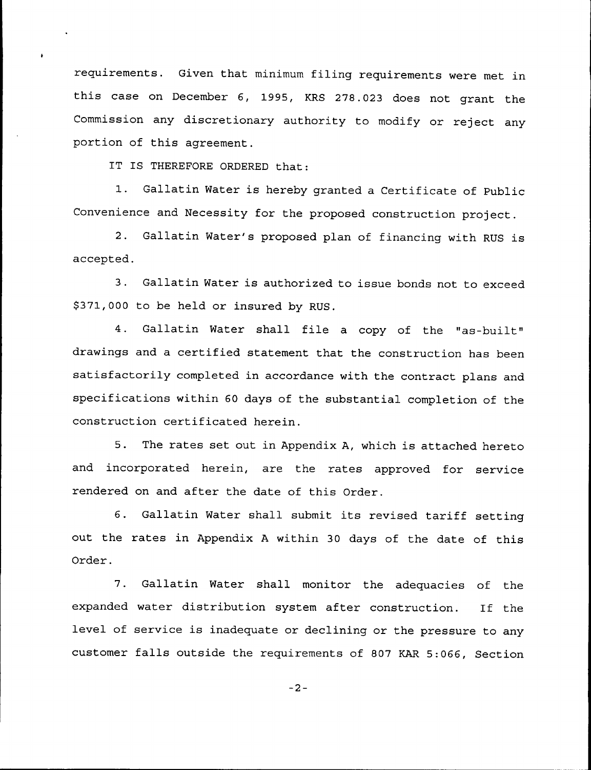requirements. Given that minimum filing requirements were met in this case on December 6, 1995, KRS 278.023 does not grant the Commission any discretionary authority to modify or reject any portion of this agreement.

IT IS THEREFORE ORDERED that:

1. Gallatin Water is hereby granted a Certificate of Public Convenience and Necessity for the proposed construction project.

2. Gallatin Water's proposed plan of financing with RUS is accepted.

3. Gallatin Water is authorized to issue bonds not to exceed $371,000 to be held or insured by RUS.

4. Gallatin Water shall file a copy of the "as-built" drawings and a certified statement that the construction has been satisfactorily completed in accordance with the contract plans and specifications within 60 days of the substantial completion of the construction certificated herein.

5. The rates set out in Appendix A, which is attached hereto and incorporated herein, are the rates approved for service rendered on and after the date of this Order.

6. Gallatin Water shall submit its revised tariff setting out the rates in Appendix A within 30 days of the date of this Order.

7. Gallatin Water shall monitor the adequacies of the expanded water distribution system after construction. If the level of service is inadequate or declining or the pressure to any customer falls outside the requirements of 807 KAR 5:066, Section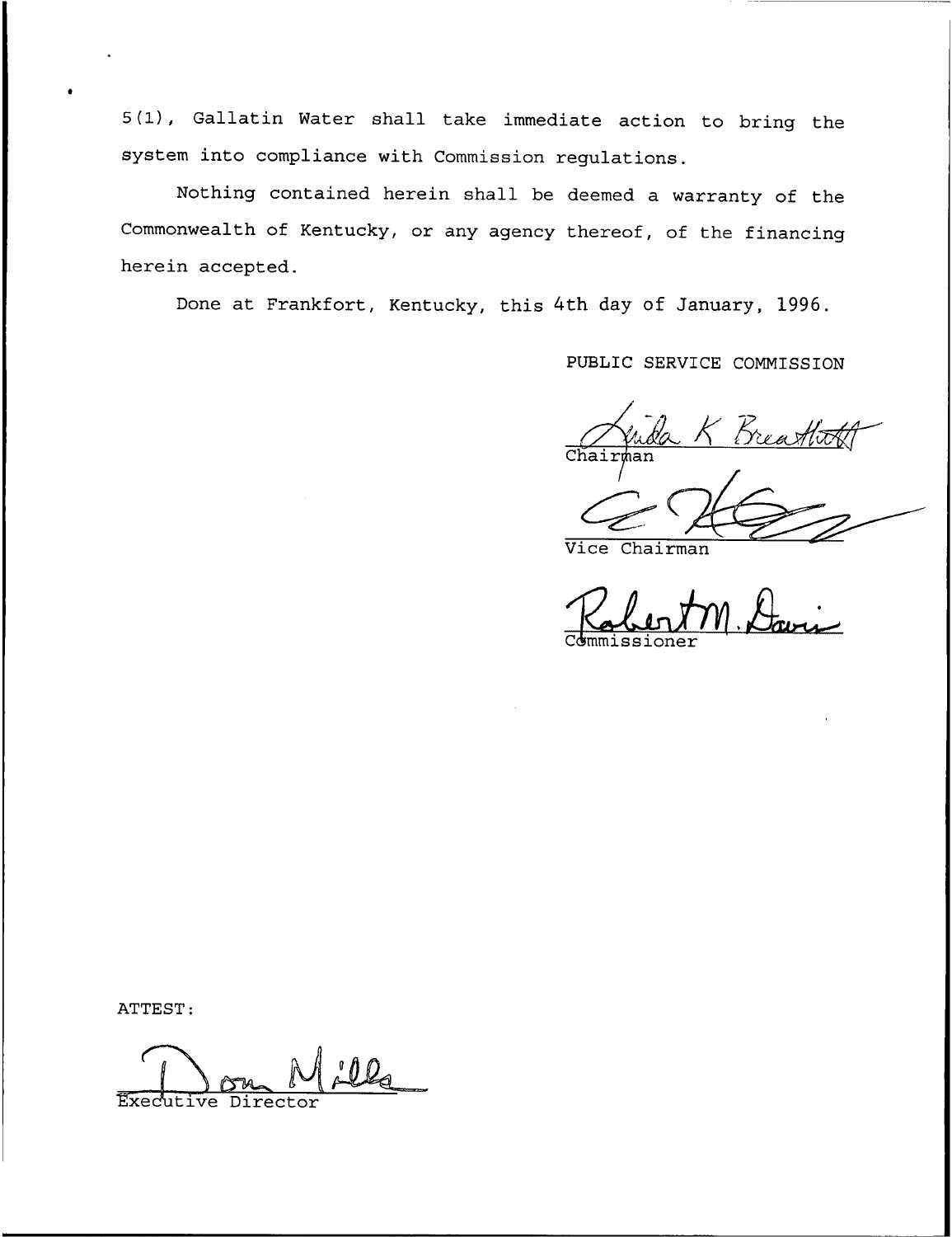5(1), Gallatin Water shall take immediate action to bring the system into compliance with Commission regulations.

Nothing contained herein shall be deemed a warranty of the Commonwealth of Kentucky, or any agency thereof, of the financing herein accepted.

Done at Frankfort, Kentucky, this 4th day of January, 1996.

PUBLIC SERVICE COMMISSION

Linda K Breathitt
Chairman

Vice Chairman

Robert M. Davis
Commissioner

ATTEST:

Don Mills
Executive Director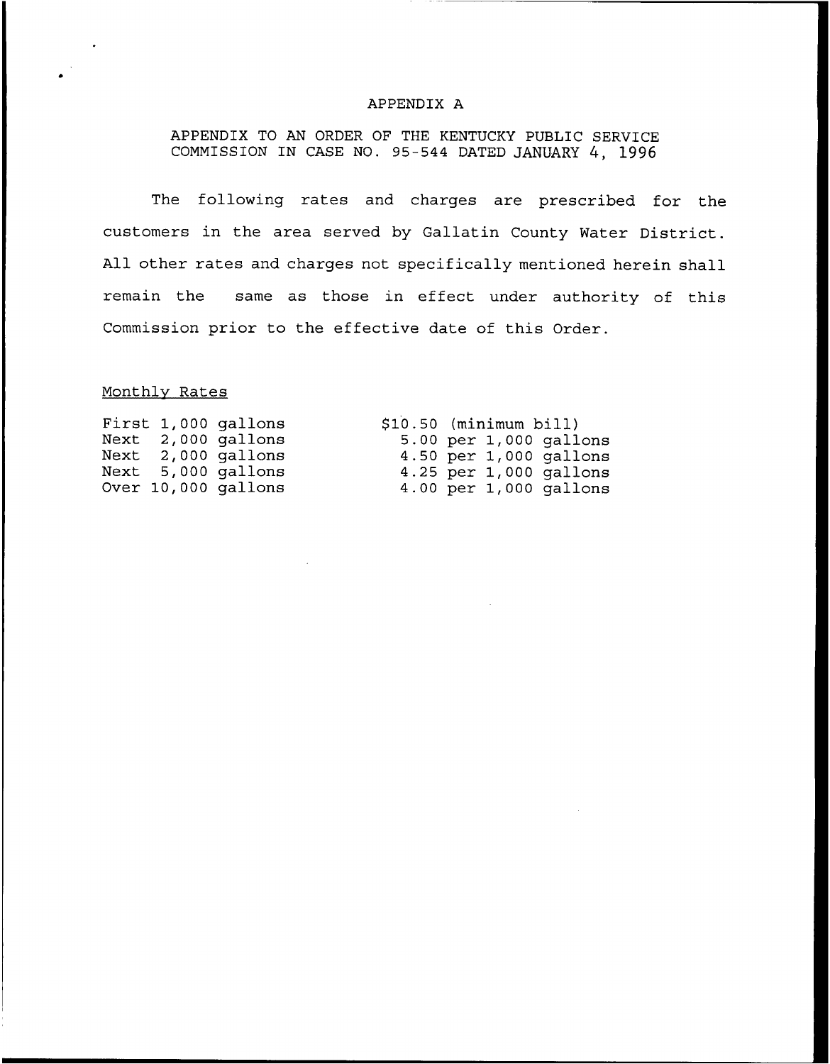# APPENDIX A

APPENDIX TO AN ORDER OF THE KENTUCKY PUBLIC SERVICE COMMISSION IN CASE NO. 95-544 DATED JANUARY 4, 1996

The following rates and charges are prescribed for the customers in the area served by Gallatin County Water District. All other rates and charges not specifically mentioned herein shall remain the same as those in effect under authority of this Commission prior to the effective date of this Order.

Monthly Rates

| | |
|---|---|
| First 1,000 gallons | $10.50 (minimum bill) |
| Next 2,000 gallons | 5.00 per 1,000 gallons |
| Next 2,000 gallons | 4.50 per 1,000 gallons |
| Next 5,000 gallons | 4.25 per 1,000 gallons |
| Over 10,000 gallons | 4.00 per 1,000 gallons |